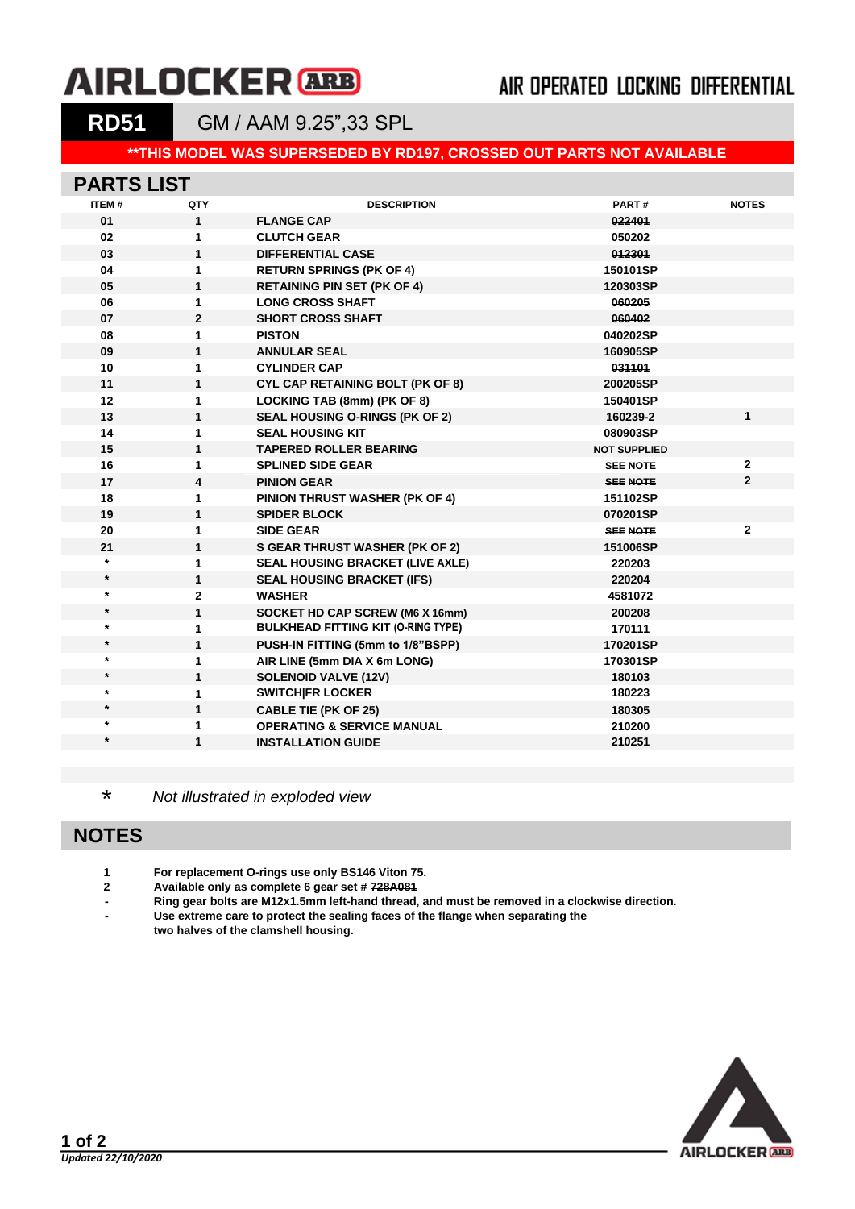# AIRLOCKER ARB

AIR OPERATED LOCKING DIFFERENTIAL

## RD51 GM / AAM 9.25",33 SPL

**\*\*THIS MODEL WAS SUPERSEDED BY RD197, CROSSED OUT PARTS NOT AVAILABLE**

## PARTS LIST

| ITEM # | QTY | DESCRIPTION | PART # | NOTES |
|---|---|---|---|---|
| 01 | 1 | FLANGE CAP | ~~022401~~ | |
| 02 | 1 | CLUTCH GEAR | ~~050202~~ | |
| 03 | 1 | DIFFERENTIAL CASE | ~~012301~~ | |
| 04 | 1 | RETURN SPRINGS (PK OF 4) | 150101SP | |
| 05 | 1 | RETAINING PIN SET (PK OF 4) | 120303SP | |
| 06 | 1 | LONG CROSS SHAFT | ~~060205~~ | |
| 07 | 2 | SHORT CROSS SHAFT | ~~060402~~ | |
| 08 | 1 | PISTON | 040202SP | |
| 09 | 1 | ANNULAR SEAL | 160905SP | |
| 10 | 1 | CYLINDER CAP | ~~031101~~ | |
| 11 | 1 | CYL CAP RETAINING BOLT (PK OF 8) | 200205SP | |
| 12 | 1 | LOCKING TAB (8mm) (PK OF 8) | 150401SP | |
| 13 | 1 | SEAL HOUSING O-RINGS (PK OF 2) | 160239-2 | 1 |
| 14 | 1 | SEAL HOUSING KIT | 080903SP | |
| 15 | 1 | TAPERED ROLLER BEARING | NOT SUPPLIED | |
| 16 | 1 | SPLINED SIDE GEAR | ~~SEE NOTE~~ | 2 |
| 17 | 4 | PINION GEAR | ~~SEE NOTE~~ | 2 |
| 18 | 1 | PINION THRUST WASHER (PK OF 4) | 151102SP | |
| 19 | 1 | SPIDER BLOCK | 070201SP | |
| 20 | 1 | SIDE GEAR | ~~SEE NOTE~~ | 2 |
| 21 | 1 | S GEAR THRUST WASHER (PK OF 2) | 151006SP | |
| * | 1 | SEAL HOUSING BRACKET (LIVE AXLE) | 220203 | |
| * | 1 | SEAL HOUSING BRACKET (IFS) | 220204 | |
| * | 2 | WASHER | 4581072 | |
| * | 1 | SOCKET HD CAP SCREW (M6 X 16mm) | 200208 | |
| * | 1 | BULKHEAD FITTING KIT (O-RING TYPE) | 170111 | |
| * | 1 | PUSH-IN FITTING (5mm to 1/8"BSPP) | 170201SP | |
| * | 1 | AIR LINE (5mm DIA X 6m LONG) | 170301SP | |
| * | 1 | SOLENOID VALVE (12V) | 180103 | |
| * | 1 | SWITCH\|FR LOCKER | 180223 | |
| * | 1 | CABLE TIE (PK OF 25) | 180305 | |
| * | 1 | OPERATING & SERVICE MANUAL | 210200 | |
| * | 1 | INSTALLATION GUIDE | 210251 | |

\* *Not illustrated in exploded view*

## NOTES

1 **For replacement O-rings use only BS146 Viton 75.**

2 **Available only as complete 6 gear set # ~~728A081~~**

- **Ring gear bolts are M12x1.5mm left-hand thread, and must be removed in a clockwise direction.**
- **Use extreme care to protect the sealing faces of the flange when separating the two halves of the clamshell housing.**

*Updated 22/10/2020*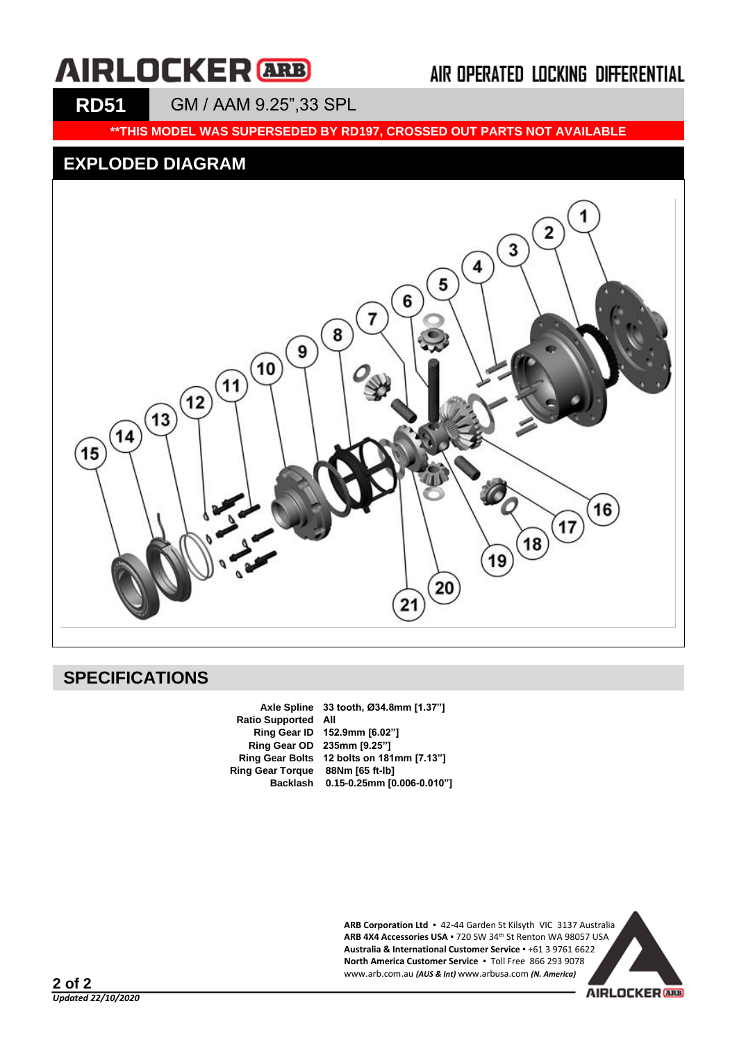# AIRLOCKER ARB

AIR OPERATED LOCKING DIFFERENTIAL

## RD51 GM / AAM 9.25",33 SPL

**\*\*THIS MODEL WAS SUPERSEDED BY RD197, CROSSED OUT PARTS NOT AVAILABLE**

## EXPLODED DIAGRAM

1
2
3
4
5
6
7
8
9
10
11
12
13
14
15
16
17
18
19
20
21

## SPECIFICATIONS

| | |
|---|---|
| **Axle Spline** | **33 tooth, Ø34.8mm [1.37"]** |
| **Ratio Supported** | **All** |
| **Ring Gear ID** | **152.9mm [6.02"]** |
| **Ring Gear OD** | **235mm [9.25"]** |
| **Ring Gear Bolts** | **12 bolts on 181mm [7.13"]** |
| **Ring Gear Torque** | **88Nm [65 ft-lb]** |
| **Backlash** | **0.15-0.25mm [0.006-0.010"]** |

**ARB Corporation Ltd** ▪ 42-44 Garden St Kilsyth VIC 3137 Australia
**ARB 4X4 Accessories USA** ▪ 720 SW 34th St Renton WA 98057 USA
**Australia & International Customer Service** ▪ +61 3 9761 6622
**North America Customer Service** ▪ Toll Free 866 293 9078
www.arb.com.au ***(AUS & Int)*** www.arbusa.com ***(N. America)***

***Updated 22/10/2020***